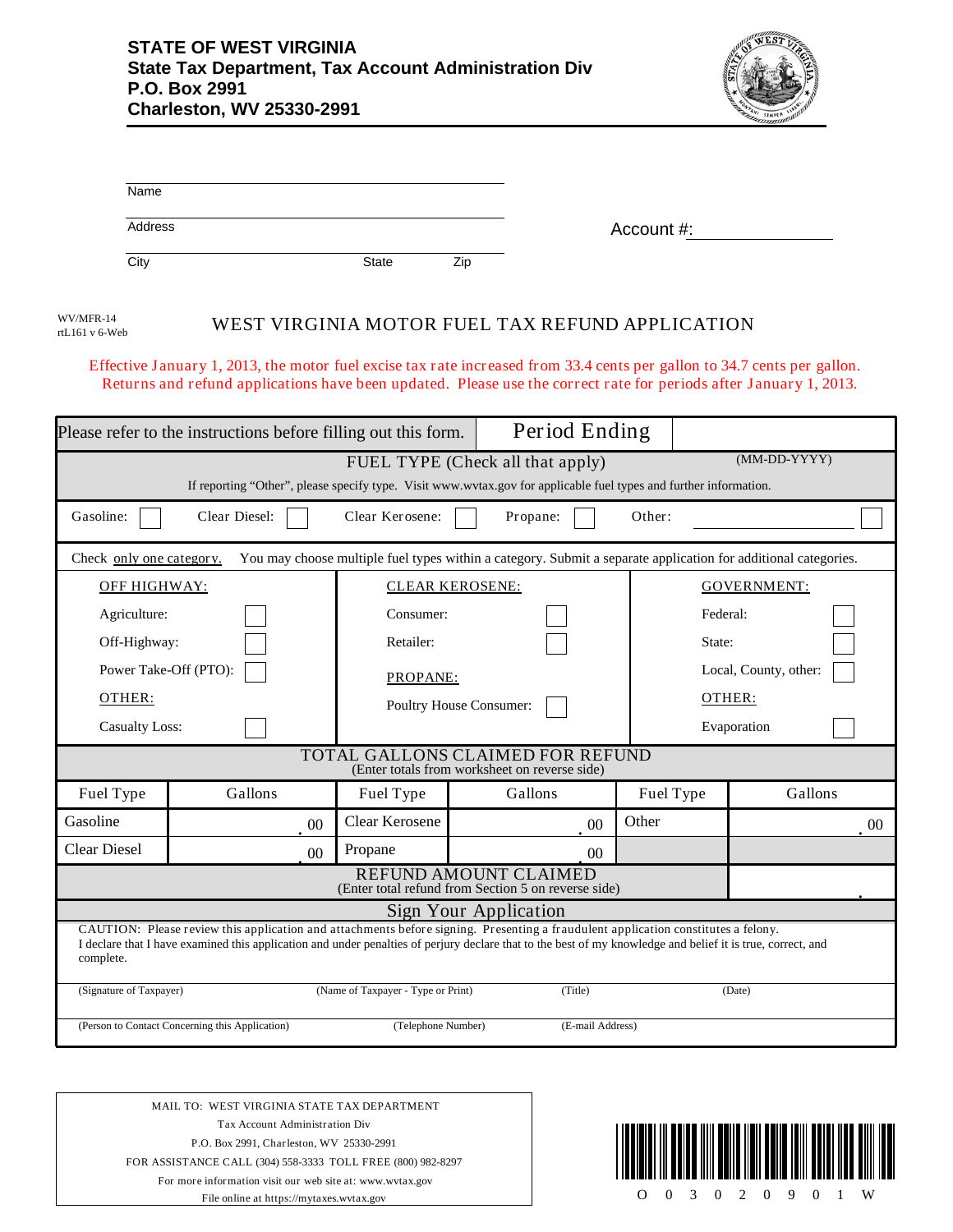**STATE OF WEST VIRGINIA**
**State Tax Department, Tax Account Administration Div**
**P.O. Box 2991**
**Charleston, WV 25330-2991**

Name

Address

City State Zip

Account #:

WV/MFR-14
rtL161 v 6-Web

# WEST VIRGINIA MOTOR FUEL TAX REFUND APPLICATION

Effective January 1, 2013, the motor fuel excise tax rate increased from 33.4 cents per gallon to 34.7 cents per gallon. Returns and refund applications have been updated. Please use the correct rate for periods after January 1, 2013.

Please refer to the instructions before filling out this form. | Period Ending (MM-DD-YYYY)

**FUEL TYPE (Check all that apply)**

If reporting "Other", please specify type. Visit www.wvtax.gov for applicable fuel types and further information.

Gasoline: ☐ Clear Diesel: ☐ Clear Kerosene: ☐ Propane: ☐ Other: ______ ☐

Check only one category. You may choose multiple fuel types within a category. Submit a separate application for additional categories.

| OFF HIGHWAY: | CLEAR KEROSENE: | GOVERNMENT: |
|---|---|---|
| Agriculture: ☐ | Consumer: ☐ | Federal: ☐ |
| Off-Highway: ☐ | Retailer: ☐ | State: ☐ |
| Power Take-Off (PTO): ☐ | PROPANE: | Local, County, other: ☐ |
| OTHER: | Poultry House Consumer: ☐ | OTHER: |
| Casualty Loss: ☐ | | Evaporation ☐ |

**TOTAL GALLONS CLAIMED FOR REFUND**
(Enter totals from worksheet on reverse side)

| Fuel Type | Gallons | Fuel Type | Gallons | Fuel Type | Gallons |
|---|---|---|---|---|---|
| Gasoline | .00 | Clear Kerosene | .00 | Other | .00 |
| Clear Diesel | .00 | Propane | .00 | | |

**REFUND AMOUNT CLAIMED**
(Enter total refund from Section 5 on reverse side) .

**Sign Your Application**

CAUTION: Please review this application and attachments before signing. Presenting a fraudulent application constitutes a felony.
I declare that I have examined this application and under penalties of perjury declare that to the best of my knowledge and belief it is true, correct, and complete.

(Signature of Taxpayer) (Name of Taxpayer - Type or Print) (Title) (Date)

(Person to Contact Concerning this Application) (Telephone Number) (E-mail Address)

MAIL TO: WEST VIRGINIA STATE TAX DEPARTMENT
Tax Account Administration Div
P.O. Box 2991, Charleston, WV 25330-2991
FOR ASSISTANCE CALL (304) 558-3333 TOLL FREE (800) 982-8297
For more information visit our web site at: www.wvtax.gov
File online at https://mytaxes.wvtax.gov

O 0 3 0 2 0 9 0 1 W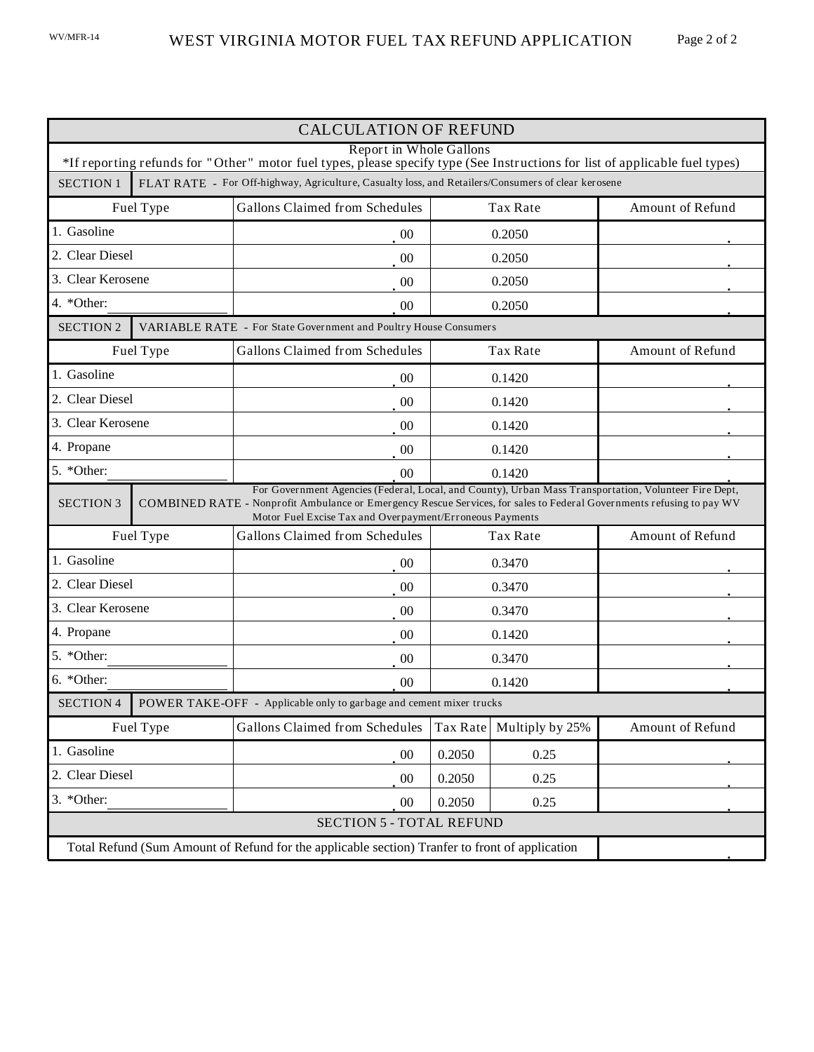## CALCULATION OF REFUND

Report in Whole Gallons

*If reporting refunds for "Other" motor fuel types, please specify type (See Instructions for list of applicable fuel types)

**SECTION 1** FLAT RATE - For Off-highway, Agriculture, Casualty loss, and Retailers/Consumers of clear kerosene

| Fuel Type | Gallons Claimed from Schedules | Tax Rate | Amount of Refund |
|---|---|---|---|
| 1. Gasoline | . 00 | 0.2050 | . |
| 2. Clear Diesel | . 00 | 0.2050 | . |
| 3. Clear Kerosene | . 00 | 0.2050 | . |
| 4. *Other: ________ | . 00 | 0.2050 | . |

**SECTION 2** VARIABLE RATE - For State Government and Poultry House Consumers

| Fuel Type | Gallons Claimed from Schedules | Tax Rate | Amount of Refund |
|---|---|---|---|
| 1. Gasoline | . 00 | 0.1420 | . |
| 2. Clear Diesel | . 00 | 0.1420 | . |
| 3. Clear Kerosene | . 00 | 0.1420 | . |
| 4. Propane | . 00 | 0.1420 | . |
| 5. *Other: ________ | . 00 | 0.1420 | . |

**SECTION 3** COMBINED RATE - For Government Agencies (Federal, Local, and County), Urban Mass Transportation, Volunteer Fire Dept, Nonprofit Ambulance or Emergency Rescue Services, for sales to Federal Governments refusing to pay WV Motor Fuel Excise Tax and Overpayment/Erroneous Payments

| Fuel Type | Gallons Claimed from Schedules | Tax Rate | Amount of Refund |
|---|---|---|---|
| 1. Gasoline | . 00 | 0.3470 | . |
| 2. Clear Diesel | . 00 | 0.3470 | . |
| 3. Clear Kerosene | . 00 | 0.3470 | . |
| 4. Propane | . 00 | 0.1420 | . |
| 5. *Other: ________ | . 00 | 0.3470 | . |
| 6. *Other: ________ | . 00 | 0.1420 | . |

**SECTION 4** POWER TAKE-OFF - Applicable only to garbage and cement mixer trucks

| Fuel Type | Gallons Claimed from Schedules | Tax Rate | Multiply by 25% | Amount of Refund |
|---|---|---|---|---|
| 1. Gasoline | . 00 | 0.2050 | 0.25 | . |
| 2. Clear Diesel | . 00 | 0.2050 | 0.25 | . |
| 3. *Other: ________ | . 00 | 0.2050 | 0.25 | . |

**SECTION 5 - TOTAL REFUND**

| | |
|---|---|
| Total Refund (Sum Amount of Refund for the applicable section) Tranfer to front of application | . |